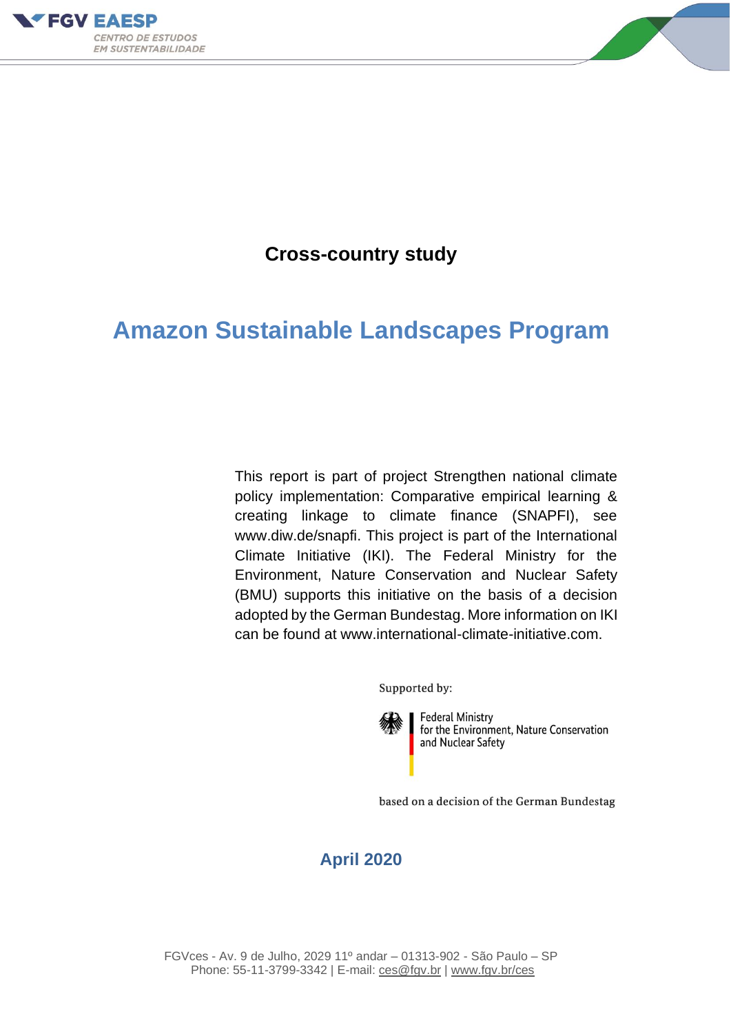FGV EAESP

CENTRO DE ESTUDOS EM SUSTENTABILIDADE

**Cross-country study**

# Amazon Sustainable Landscapes Program

This report is part of project Strengthen national climate policy implementation: Comparative empirical learning & creating linkage to climate finance (SNAPFI), see www.diw.de/snapfi. This project is part of the International Climate Initiative (IKI). The Federal Ministry for the Environment, Nature Conservation and Nuclear Safety (BMU) supports this initiative on the basis of a decision adopted by the German Bundestag. More information on IKI can be found at www.international-climate-initiative.com.

Supported by:

Federal Ministry for the Environment, Nature Conservation and Nuclear Safety

based on a decision of the German Bundestag

**April 2020**

FGVces - Av. 9 de Julho, 2029 11º andar – 01313-902 - São Paulo – SP
Phone: 55-11-3799-3342 | E-mail: ces@fgv.br | www.fgv.br/ces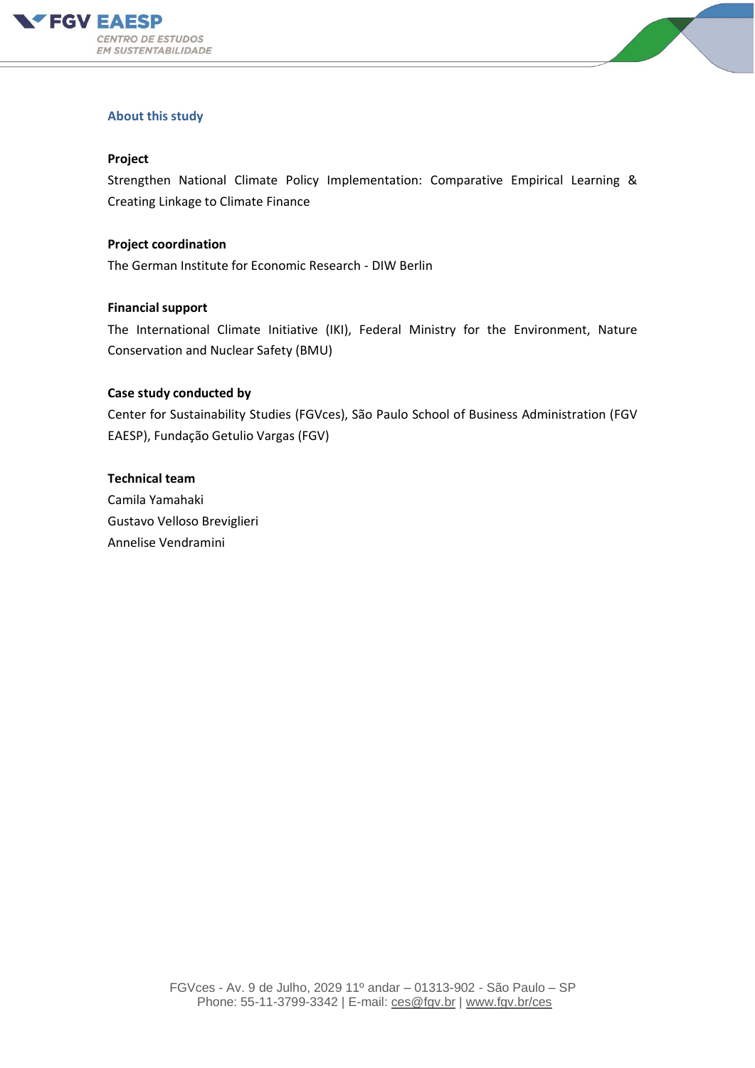## About this study

**Project**

Strengthen National Climate Policy Implementation: Comparative Empirical Learning & Creating Linkage to Climate Finance

**Project coordination**

The German Institute for Economic Research - DIW Berlin

**Financial support**

The International Climate Initiative (IKI), Federal Ministry for the Environment, Nature Conservation and Nuclear Safety (BMU)

**Case study conducted by**

Center for Sustainability Studies (FGVces), São Paulo School of Business Administration (FGV EAESP), Fundação Getulio Vargas (FGV)

**Technical team**

Camila Yamahaki
Gustavo Velloso Breviglieri
Annelise Vendramini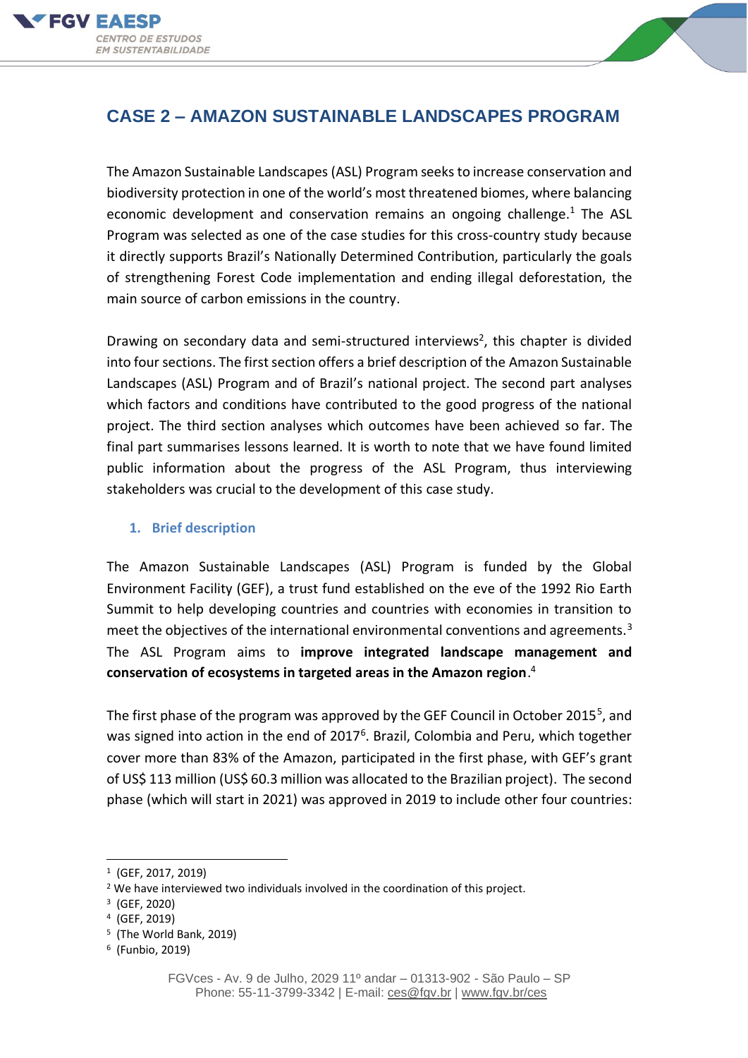# CASE 2 – AMAZON SUSTAINABLE LANDSCAPES PROGRAM

The Amazon Sustainable Landscapes (ASL) Program seeks to increase conservation and biodiversity protection in one of the world's most threatened biomes, where balancing economic development and conservation remains an ongoing challenge.[1] The ASL Program was selected as one of the case studies for this cross-country study because it directly supports Brazil's Nationally Determined Contribution, particularly the goals of strengthening Forest Code implementation and ending illegal deforestation, the main source of carbon emissions in the country.

Drawing on secondary data and semi-structured interviews[2], this chapter is divided into four sections. The first section offers a brief description of the Amazon Sustainable Landscapes (ASL) Program and of Brazil's national project. The second part analyses which factors and conditions have contributed to the good progress of the national project. The third section analyses which outcomes have been achieved so far. The final part summarises lessons learned. It is worth to note that we have found limited public information about the progress of the ASL Program, thus interviewing stakeholders was crucial to the development of this case study.

## 1. Brief description

The Amazon Sustainable Landscapes (ASL) Program is funded by the Global Environment Facility (GEF), a trust fund established on the eve of the 1992 Rio Earth Summit to help developing countries and countries with economies in transition to meet the objectives of the international environmental conventions and agreements.[3] The ASL Program aims to **improve integrated landscape management and conservation of ecosystems in targeted areas in the Amazon region**.[4]

The first phase of the program was approved by the GEF Council in October 2015[5], and was signed into action in the end of 2017[6]. Brazil, Colombia and Peru, which together cover more than 83% of the Amazon, participated in the first phase, with GEF's grant of US$ 113 million (US$ 60.3 million was allocated to the Brazilian project). The second phase (which will start in 2021) was approved in 2019 to include other four countries:

---

[1] (GEF, 2017, 2019)

[2] We have interviewed two individuals involved in the coordination of this project.

[3] (GEF, 2020)

[4] (GEF, 2019)

[5] (The World Bank, 2019)

[6] (Funbio, 2019)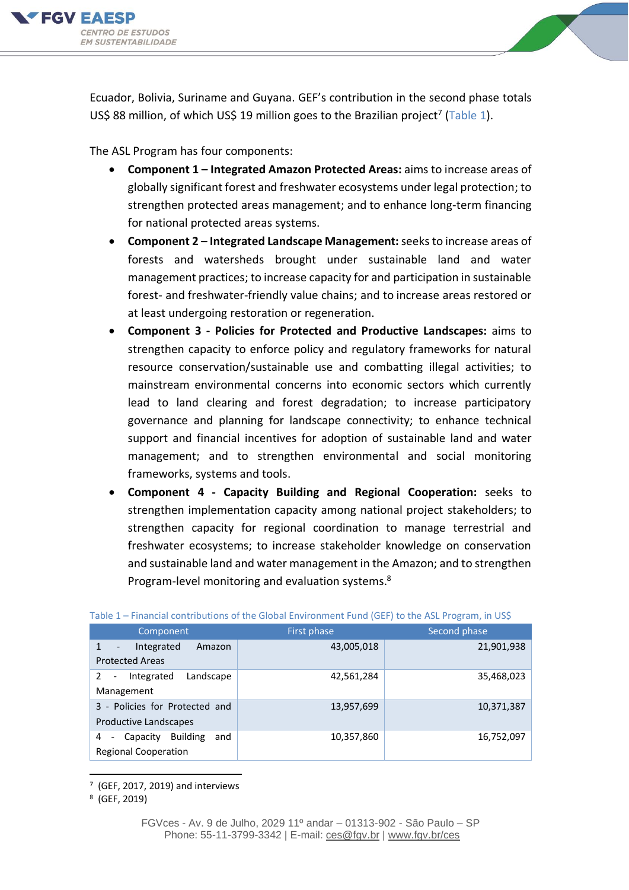Ecuador, Bolivia, Suriname and Guyana. GEF's contribution in the second phase totals US$ 88 million, of which US$ 19 million goes to the Brazilian project[7] (Table 1).

The ASL Program has four components:

- **Component 1 – Integrated Amazon Protected Areas:** aims to increase areas of globally significant forest and freshwater ecosystems under legal protection; to strengthen protected areas management; and to enhance long-term financing for national protected areas systems.
- **Component 2 – Integrated Landscape Management:** seeks to increase areas of forests and watersheds brought under sustainable land and water management practices; to increase capacity for and participation in sustainable forest- and freshwater-friendly value chains; and to increase areas restored or at least undergoing restoration or regeneration.
- **Component 3 - Policies for Protected and Productive Landscapes:** aims to strengthen capacity to enforce policy and regulatory frameworks for natural resource conservation/sustainable use and combatting illegal activities; to mainstream environmental concerns into economic sectors which currently lead to land clearing and forest degradation; to increase participatory governance and planning for landscape connectivity; to enhance technical support and financial incentives for adoption of sustainable land and water management; and to strengthen environmental and social monitoring frameworks, systems and tools.
- **Component 4 - Capacity Building and Regional Cooperation:** seeks to strengthen implementation capacity among national project stakeholders; to strengthen capacity for regional coordination to manage terrestrial and freshwater ecosystems; to increase stakeholder knowledge on conservation and sustainable land and water management in the Amazon; and to strengthen Program-level monitoring and evaluation systems.[8]

Table 1 – Financial contributions of the Global Environment Fund (GEF) to the ASL Program, in US$

| Component | First phase | Second phase |
|---|---|---|
| 1 - Integrated Amazon Protected Areas | 43,005,018 | 21,901,938 |
| 2 - Integrated Landscape Management | 42,561,284 | 35,468,023 |
| 3 - Policies for Protected and Productive Landscapes | 13,957,699 | 10,371,387 |
| 4 - Capacity Building and Regional Cooperation | 10,357,860 | 16,752,097 |

[7] (GEF, 2017, 2019) and interviews

[8] (GEF, 2019)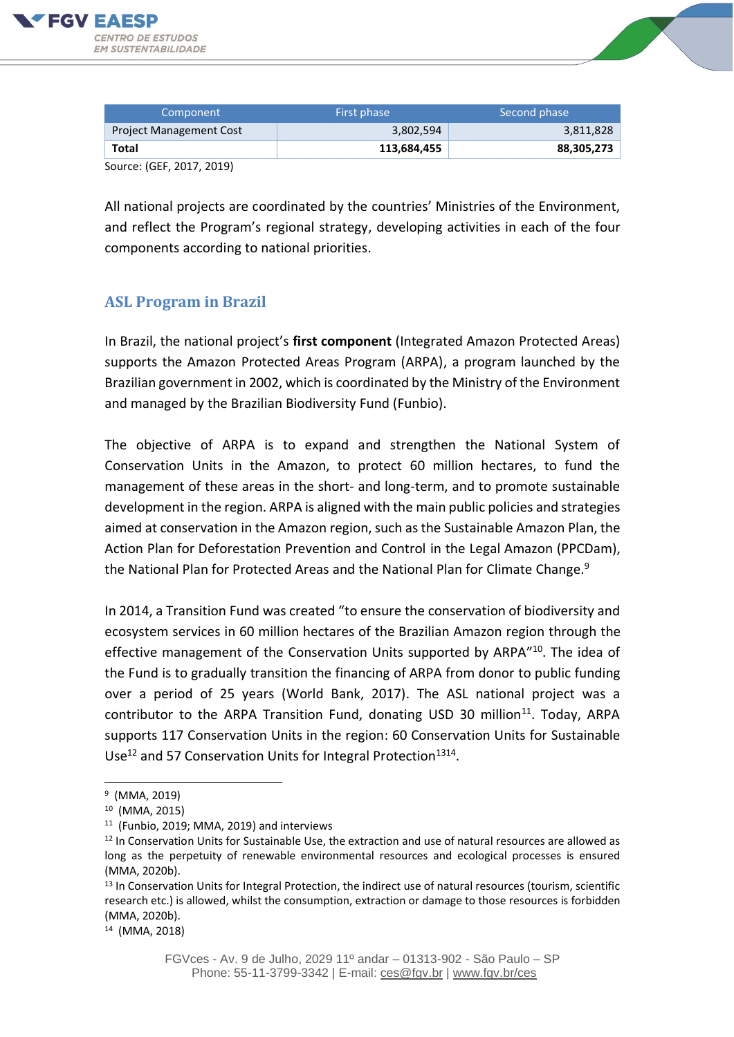| Component | First phase | Second phase |
|---|---|---|
| Project Management Cost | 3,802,594 | 3,811,828 |
| **Total** | **113,684,455** | **88,305,273** |

Source: (GEF, 2017, 2019)

All national projects are coordinated by the countries' Ministries of the Environment, and reflect the Program's regional strategy, developing activities in each of the four components according to national priorities.

## ASL Program in Brazil

In Brazil, the national project's **first component** (Integrated Amazon Protected Areas) supports the Amazon Protected Areas Program (ARPA), a program launched by the Brazilian government in 2002, which is coordinated by the Ministry of the Environment and managed by the Brazilian Biodiversity Fund (Funbio).

The objective of ARPA is to expand and strengthen the National System of Conservation Units in the Amazon, to protect 60 million hectares, to fund the management of these areas in the short- and long-term, and to promote sustainable development in the region. ARPA is aligned with the main public policies and strategies aimed at conservation in the Amazon region, such as the Sustainable Amazon Plan, the Action Plan for Deforestation Prevention and Control in the Legal Amazon (PPCDam), the National Plan for Protected Areas and the National Plan for Climate Change.[9]

In 2014, a Transition Fund was created "to ensure the conservation of biodiversity and ecosystem services in 60 million hectares of the Brazilian Amazon region through the effective management of the Conservation Units supported by ARPA"[10]. The idea of the Fund is to gradually transition the financing of ARPA from donor to public funding over a period of 25 years (World Bank, 2017). The ASL national project was a contributor to the ARPA Transition Fund, donating USD 30 million[11]. Today, ARPA supports 117 Conservation Units in the region: 60 Conservation Units for Sustainable Use[12] and 57 Conservation Units for Integral Protection[13][14].

---

[9] (MMA, 2019)

[10] (MMA, 2015)

[11] (Funbio, 2019; MMA, 2019) and interviews

[12] In Conservation Units for Sustainable Use, the extraction and use of natural resources are allowed as long as the perpetuity of renewable environmental resources and ecological processes is ensured (MMA, 2020b).

[13] In Conservation Units for Integral Protection, the indirect use of natural resources (tourism, scientific research etc.) is allowed, whilst the consumption, extraction or damage to those resources is forbidden (MMA, 2020b).

[14] (MMA, 2018)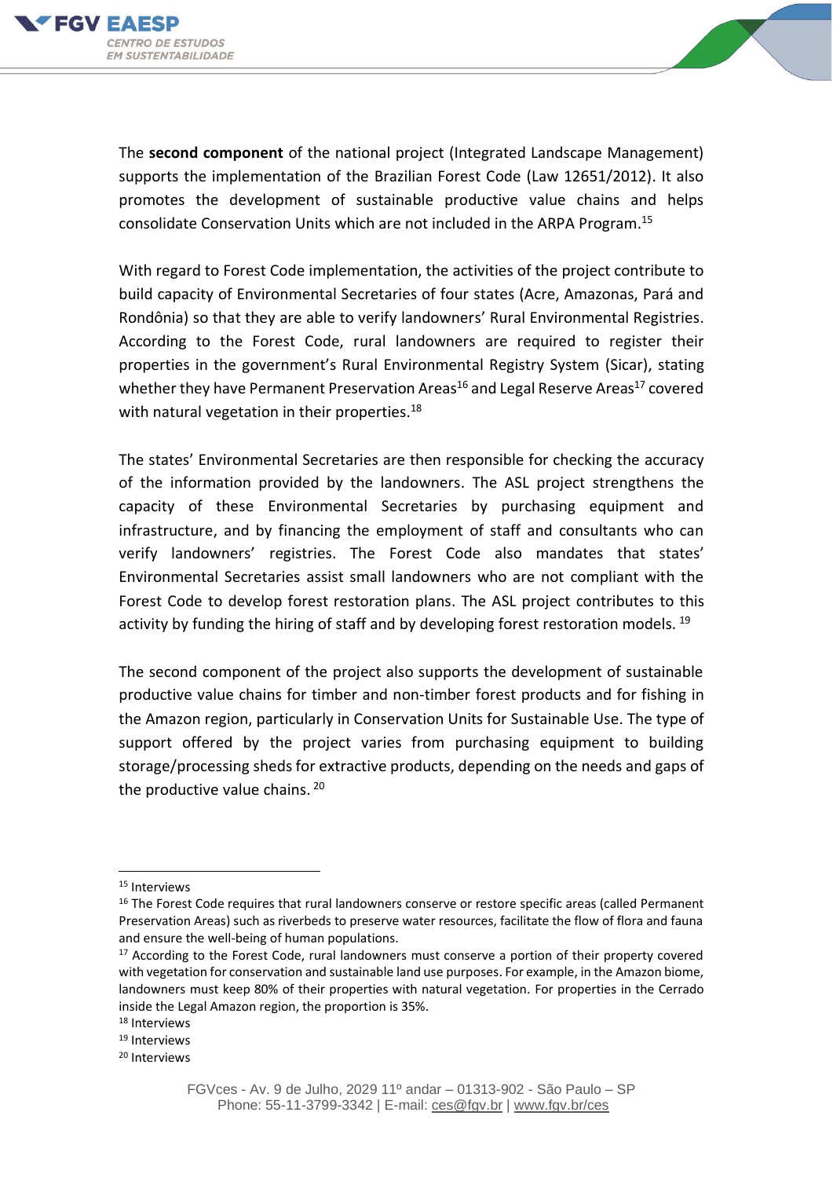The **second component** of the national project (Integrated Landscape Management) supports the implementation of the Brazilian Forest Code (Law 12651/2012). It also promotes the development of sustainable productive value chains and helps consolidate Conservation Units which are not included in the ARPA Program.[15]

With regard to Forest Code implementation, the activities of the project contribute to build capacity of Environmental Secretaries of four states (Acre, Amazonas, Pará and Rondônia) so that they are able to verify landowners' Rural Environmental Registries. According to the Forest Code, rural landowners are required to register their properties in the government's Rural Environmental Registry System (Sicar), stating whether they have Permanent Preservation Areas[16] and Legal Reserve Areas[17] covered with natural vegetation in their properties.[18]

The states' Environmental Secretaries are then responsible for checking the accuracy of the information provided by the landowners. The ASL project strengthens the capacity of these Environmental Secretaries by purchasing equipment and infrastructure, and by financing the employment of staff and consultants who can verify landowners' registries. The Forest Code also mandates that states' Environmental Secretaries assist small landowners who are not compliant with the Forest Code to develop forest restoration plans. The ASL project contributes to this activity by funding the hiring of staff and by developing forest restoration models. [19]

The second component of the project also supports the development of sustainable productive value chains for timber and non-timber forest products and for fishing in the Amazon region, particularly in Conservation Units for Sustainable Use. The type of support offered by the project varies from purchasing equipment to building storage/processing sheds for extractive products, depending on the needs and gaps of the productive value chains. [20]

---

[15] Interviews

[16] The Forest Code requires that rural landowners conserve or restore specific areas (called Permanent Preservation Areas) such as riverbeds to preserve water resources, facilitate the flow of flora and fauna and ensure the well-being of human populations.

[17] According to the Forest Code, rural landowners must conserve a portion of their property covered with vegetation for conservation and sustainable land use purposes. For example, in the Amazon biome, landowners must keep 80% of their properties with natural vegetation. For properties in the Cerrado inside the Legal Amazon region, the proportion is 35%.

[18] Interviews

[19] Interviews

[20] Interviews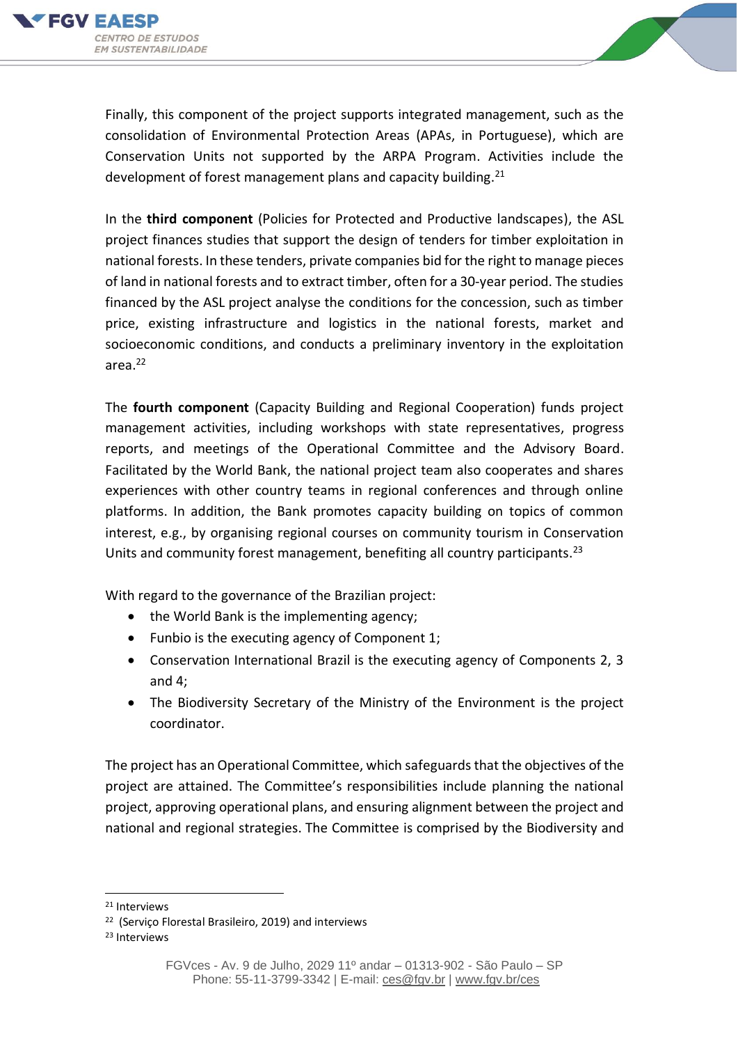Finally, this component of the project supports integrated management, such as the consolidation of Environmental Protection Areas (APAs, in Portuguese), which are Conservation Units not supported by the ARPA Program. Activities include the development of forest management plans and capacity building.[21]

In the **third component** (Policies for Protected and Productive landscapes), the ASL project finances studies that support the design of tenders for timber exploitation in national forests. In these tenders, private companies bid for the right to manage pieces of land in national forests and to extract timber, often for a 30-year period. The studies financed by the ASL project analyse the conditions for the concession, such as timber price, existing infrastructure and logistics in the national forests, market and socioeconomic conditions, and conducts a preliminary inventory in the exploitation area.[22]

The **fourth component** (Capacity Building and Regional Cooperation) funds project management activities, including workshops with state representatives, progress reports, and meetings of the Operational Committee and the Advisory Board. Facilitated by the World Bank, the national project team also cooperates and shares experiences with other country teams in regional conferences and through online platforms. In addition, the Bank promotes capacity building on topics of common interest, e.g., by organising regional courses on community tourism in Conservation Units and community forest management, benefiting all country participants.[23]

With regard to the governance of the Brazilian project:

- the World Bank is the implementing agency;
- Funbio is the executing agency of Component 1;
- Conservation International Brazil is the executing agency of Components 2, 3 and 4;
- The Biodiversity Secretary of the Ministry of the Environment is the project coordinator.

The project has an Operational Committee, which safeguards that the objectives of the project are attained. The Committee's responsibilities include planning the national project, approving operational plans, and ensuring alignment between the project and national and regional strategies. The Committee is comprised by the Biodiversity and

---

[21] Interviews

[22] (Serviço Florestal Brasileiro, 2019) and interviews

[23] Interviews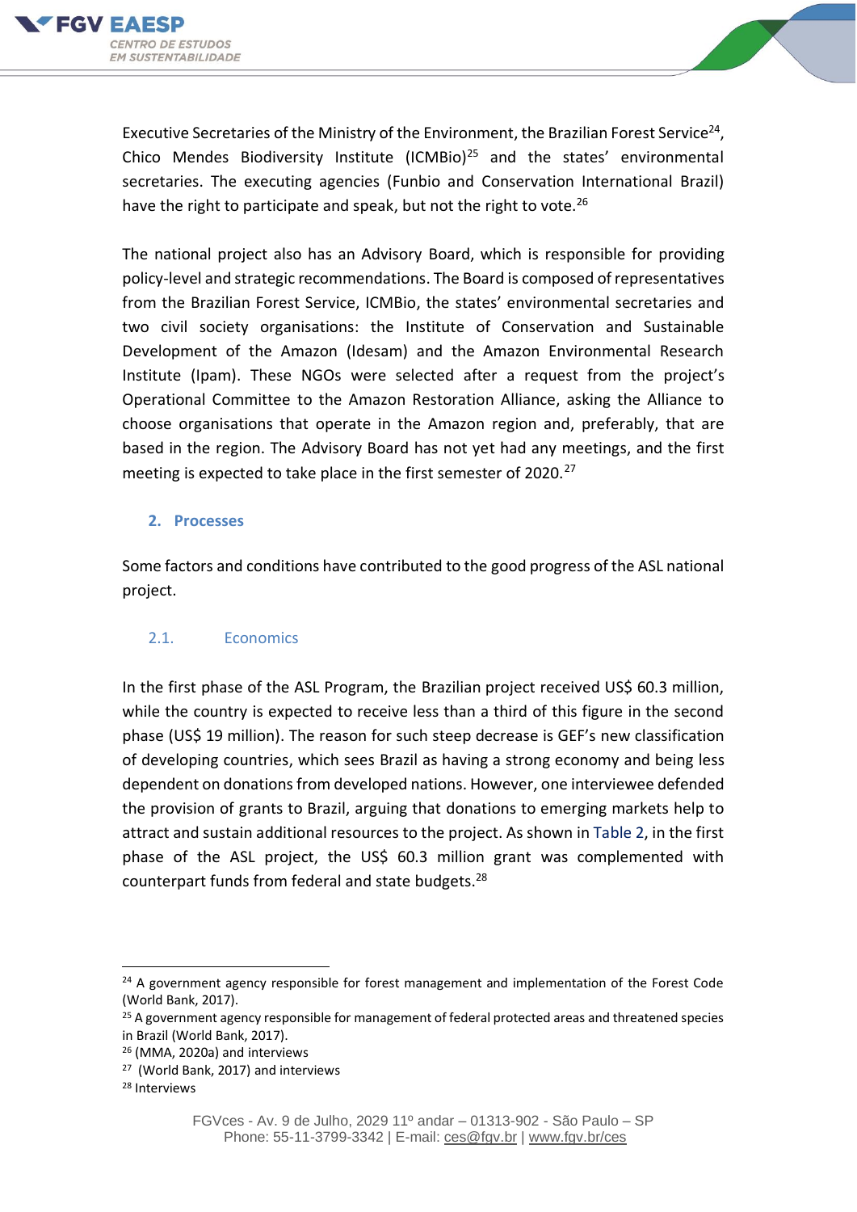Executive Secretaries of the Ministry of the Environment, the Brazilian Forest Service[24], Chico Mendes Biodiversity Institute (ICMBio)[25] and the states' environmental secretaries. The executing agencies (Funbio and Conservation International Brazil) have the right to participate and speak, but not the right to vote.[26]

The national project also has an Advisory Board, which is responsible for providing policy-level and strategic recommendations. The Board is composed of representatives from the Brazilian Forest Service, ICMBio, the states' environmental secretaries and two civil society organisations: the Institute of Conservation and Sustainable Development of the Amazon (Idesam) and the Amazon Environmental Research Institute (Ipam). These NGOs were selected after a request from the project's Operational Committee to the Amazon Restoration Alliance, asking the Alliance to choose organisations that operate in the Amazon region and, preferably, that are based in the region. The Advisory Board has not yet had any meetings, and the first meeting is expected to take place in the first semester of 2020.[27]

## 2. Processes

Some factors and conditions have contributed to the good progress of the ASL national project.

### 2.1. Economics

In the first phase of the ASL Program, the Brazilian project received US$ 60.3 million, while the country is expected to receive less than a third of this figure in the second phase (US$ 19 million). The reason for such steep decrease is GEF's new classification of developing countries, which sees Brazil as having a strong economy and being less dependent on donations from developed nations. However, one interviewee defended the provision of grants to Brazil, arguing that donations to emerging markets help to attract and sustain additional resources to the project. As shown in Table 2, in the first phase of the ASL project, the US$ 60.3 million grant was complemented with counterpart funds from federal and state budgets.[28]

---

[24] A government agency responsible for forest management and implementation of the Forest Code (World Bank, 2017).

[25] A government agency responsible for management of federal protected areas and threatened species in Brazil (World Bank, 2017).

[26] (MMA, 2020a) and interviews

[27] (World Bank, 2017) and interviews

[28] Interviews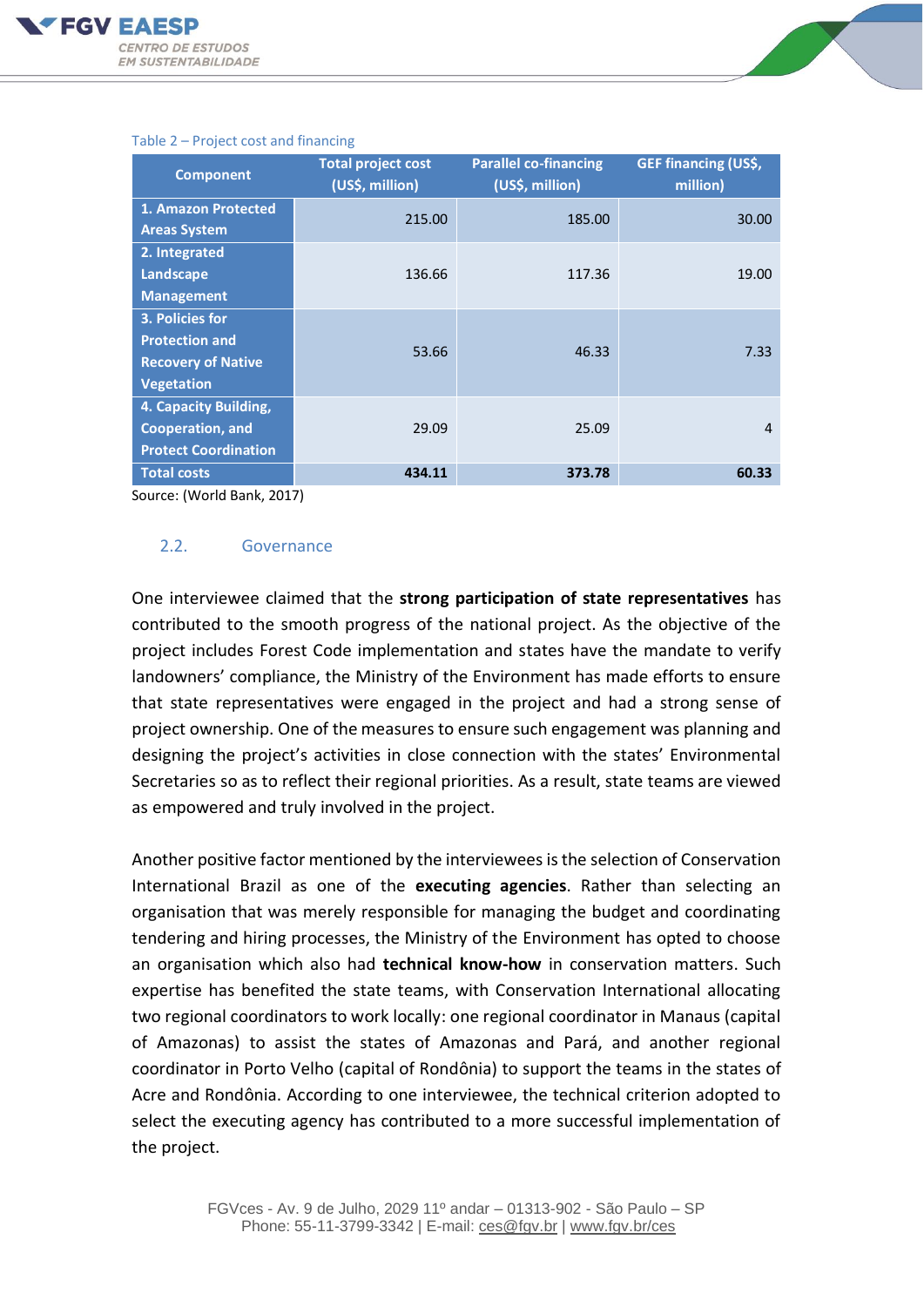Table 2 – Project cost and financing

| Component | Total project cost (US$, million) | Parallel co-financing (US$, million) | GEF financing (US$, million) |
|---|---|---|---|
| 1. Amazon Protected Areas System | 215.00 | 185.00 | 30.00 |
| 2. Integrated Landscape Management | 136.66 | 117.36 | 19.00 |
| 3. Policies for Protection and Recovery of Native Vegetation | 53.66 | 46.33 | 7.33 |
| 4. Capacity Building, Cooperation, and Protect Coordination | 29.09 | 25.09 | 4 |
| Total costs | **434.11** | **373.78** | **60.33** |

Source: (World Bank, 2017)

## 2.2. Governance

One interviewee claimed that the **strong participation of state representatives** has contributed to the smooth progress of the national project. As the objective of the project includes Forest Code implementation and states have the mandate to verify landowners' compliance, the Ministry of the Environment has made efforts to ensure that state representatives were engaged in the project and had a strong sense of project ownership. One of the measures to ensure such engagement was planning and designing the project's activities in close connection with the states' Environmental Secretaries so as to reflect their regional priorities. As a result, state teams are viewed as empowered and truly involved in the project.

Another positive factor mentioned by the interviewees is the selection of Conservation International Brazil as one of the **executing agencies**. Rather than selecting an organisation that was merely responsible for managing the budget and coordinating tendering and hiring processes, the Ministry of the Environment has opted to choose an organisation which also had **technical know-how** in conservation matters. Such expertise has benefited the state teams, with Conservation International allocating two regional coordinators to work locally: one regional coordinator in Manaus (capital of Amazonas) to assist the states of Amazonas and Pará, and another regional coordinator in Porto Velho (capital of Rondônia) to support the teams in the states of Acre and Rondônia. According to one interviewee, the technical criterion adopted to select the executing agency has contributed to a more successful implementation of the project.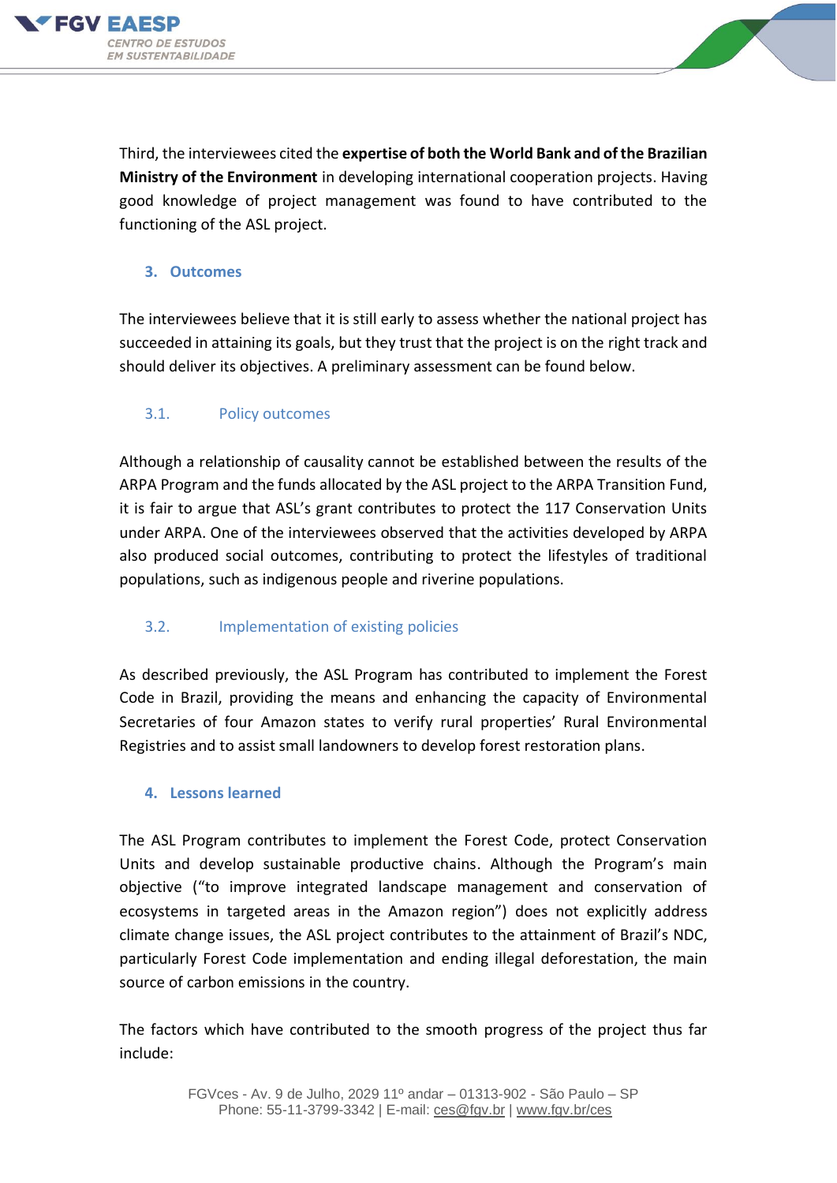Third, the interviewees cited the **expertise of both the World Bank and of the Brazilian Ministry of the Environment** in developing international cooperation projects. Having good knowledge of project management was found to have contributed to the functioning of the ASL project.

## 3. Outcomes

The interviewees believe that it is still early to assess whether the national project has succeeded in attaining its goals, but they trust that the project is on the right track and should deliver its objectives. A preliminary assessment can be found below.

### 3.1. Policy outcomes

Although a relationship of causality cannot be established between the results of the ARPA Program and the funds allocated by the ASL project to the ARPA Transition Fund, it is fair to argue that ASL's grant contributes to protect the 117 Conservation Units under ARPA. One of the interviewees observed that the activities developed by ARPA also produced social outcomes, contributing to protect the lifestyles of traditional populations, such as indigenous people and riverine populations.

### 3.2. Implementation of existing policies

As described previously, the ASL Program has contributed to implement the Forest Code in Brazil, providing the means and enhancing the capacity of Environmental Secretaries of four Amazon states to verify rural properties' Rural Environmental Registries and to assist small landowners to develop forest restoration plans.

## 4. Lessons learned

The ASL Program contributes to implement the Forest Code, protect Conservation Units and develop sustainable productive chains. Although the Program's main objective ("to improve integrated landscape management and conservation of ecosystems in targeted areas in the Amazon region") does not explicitly address climate change issues, the ASL project contributes to the attainment of Brazil's NDC, particularly Forest Code implementation and ending illegal deforestation, the main source of carbon emissions in the country.

The factors which have contributed to the smooth progress of the project thus far include: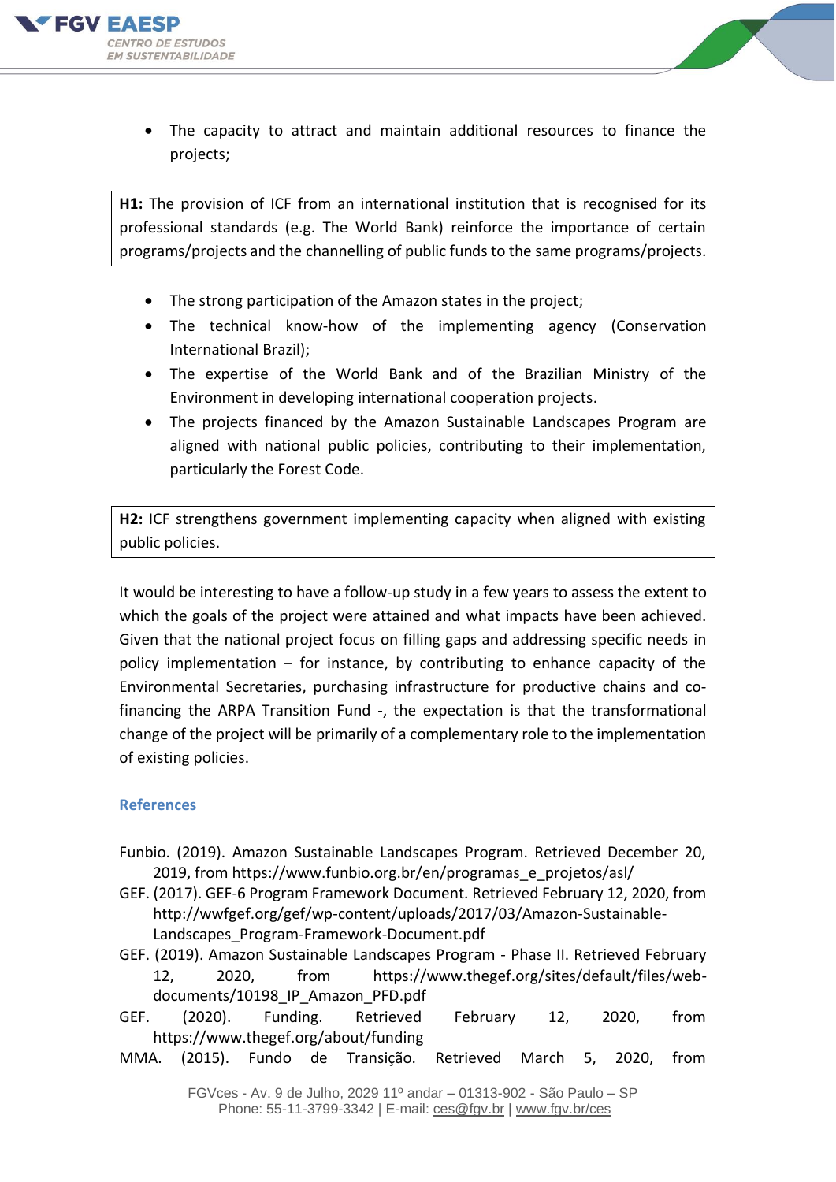- The capacity to attract and maintain additional resources to finance the projects;

> **H1:** The provision of ICF from an international institution that is recognised for its professional standards (e.g. The World Bank) reinforce the importance of certain programs/projects and the channelling of public funds to the same programs/projects.

- The strong participation of the Amazon states in the project;
- The technical know-how of the implementing agency (Conservation International Brazil);
- The expertise of the World Bank and of the Brazilian Ministry of the Environment in developing international cooperation projects.
- The projects financed by the Amazon Sustainable Landscapes Program are aligned with national public policies, contributing to their implementation, particularly the Forest Code.

> **H2:** ICF strengthens government implementing capacity when aligned with existing public policies.

It would be interesting to have a follow-up study in a few years to assess the extent to which the goals of the project were attained and what impacts have been achieved. Given that the national project focus on filling gaps and addressing specific needs in policy implementation – for instance, by contributing to enhance capacity of the Environmental Secretaries, purchasing infrastructure for productive chains and co-financing the ARPA Transition Fund -, the expectation is that the transformational change of the project will be primarily of a complementary role to the implementation of existing policies.

## References

Funbio. (2019). Amazon Sustainable Landscapes Program. Retrieved December 20, 2019, from https://www.funbio.org.br/en/programas_e_projetos/asl/

GEF. (2017). GEF-6 Program Framework Document. Retrieved February 12, 2020, from http://wwfgef.org/gef/wp-content/uploads/2017/03/Amazon-Sustainable-Landscapes_Program-Framework-Document.pdf

GEF. (2019). Amazon Sustainable Landscapes Program - Phase II. Retrieved February 12, 2020, from https://www.thegef.org/sites/default/files/web-documents/10198_IP_Amazon_PFD.pdf

GEF. (2020). Funding. Retrieved February 12, 2020, from https://www.thegef.org/about/funding

MMA. (2015). Fundo de Transição. Retrieved March 5, 2020, from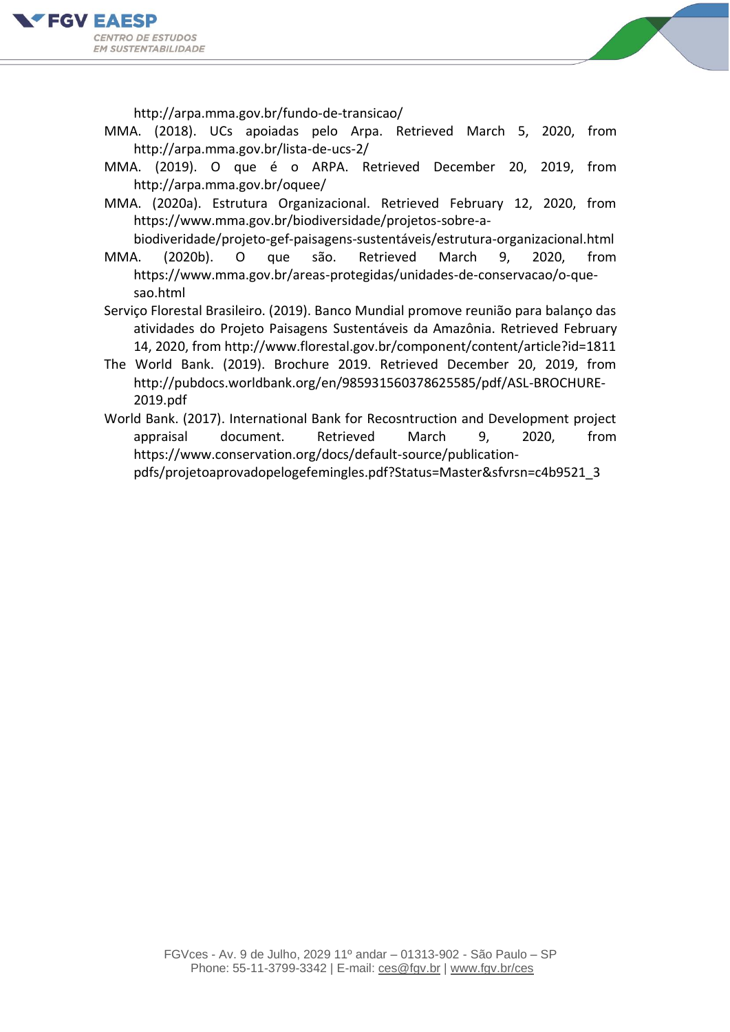http://arpa.mma.gov.br/fundo-de-transicao/

MMA. (2018). UCs apoiadas pelo Arpa. Retrieved March 5, 2020, from http://arpa.mma.gov.br/lista-de-ucs-2/

MMA. (2019). O que é o ARPA. Retrieved December 20, 2019, from http://arpa.mma.gov.br/oquee/

MMA. (2020a). Estrutura Organizacional. Retrieved February 12, 2020, from https://www.mma.gov.br/biodiversidade/projetos-sobre-a-biodiveridade/projeto-gef-paisagens-sustentáveis/estrutura-organizacional.html

MMA. (2020b). O que são. Retrieved March 9, 2020, from https://www.mma.gov.br/areas-protegidas/unidades-de-conservacao/o-que-sao.html

Serviço Florestal Brasileiro. (2019). Banco Mundial promove reunião para balanço das atividades do Projeto Paisagens Sustentáveis da Amazônia. Retrieved February 14, 2020, from http://www.florestal.gov.br/component/content/article?id=1811

The World Bank. (2019). Brochure 2019. Retrieved December 20, 2019, from http://pubdocs.worldbank.org/en/985931560378625585/pdf/ASL-BROCHURE-2019.pdf

World Bank. (2017). International Bank for Recosntruction and Development project appraisal document. Retrieved March 9, 2020, from https://www.conservation.org/docs/default-source/publication-pdfs/projetoaprovadopelogefemingles.pdf?Status=Master&sfvrsn=c4b9521_3